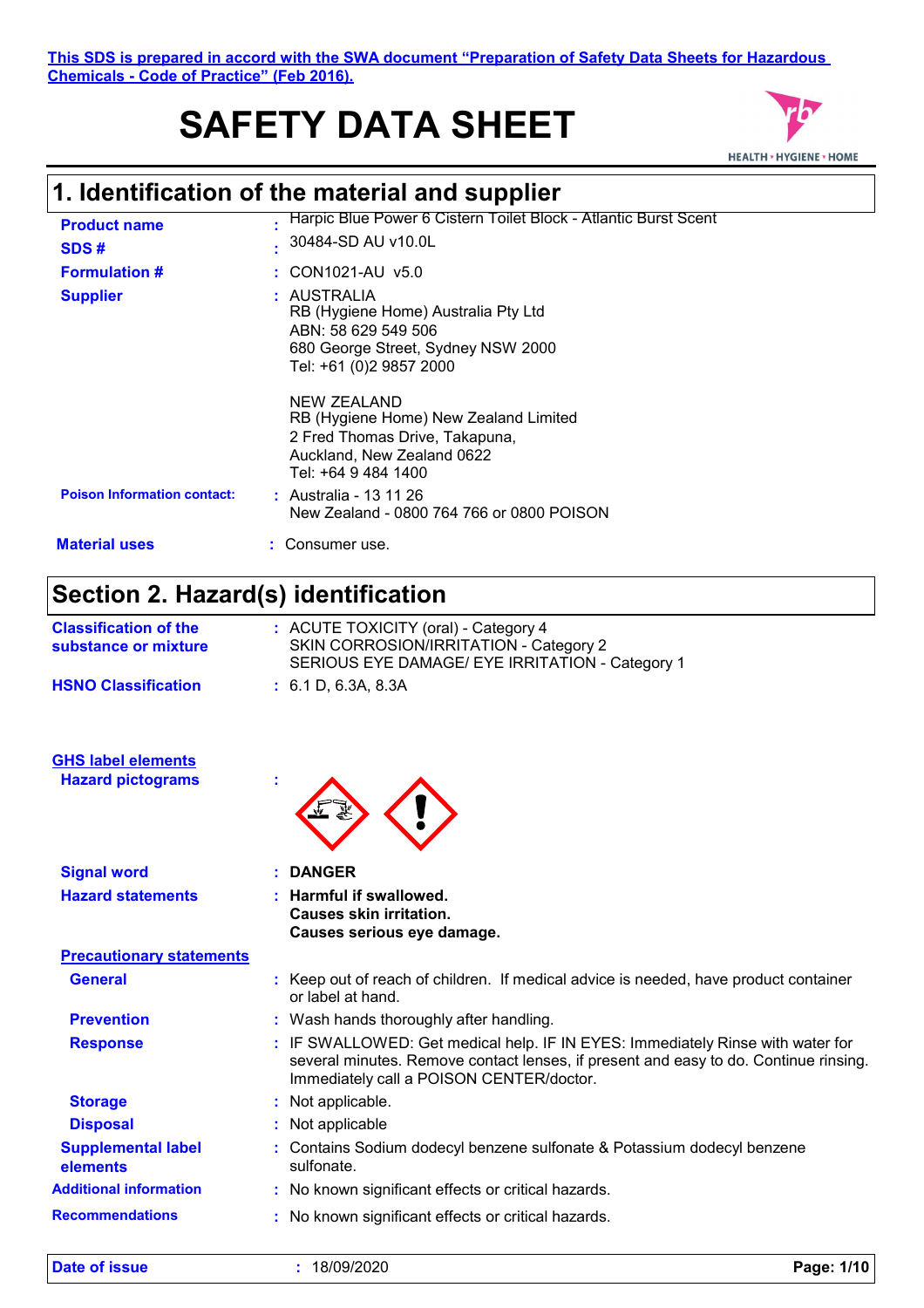**This SDS is prepared in accord with the SWA document "Preparation of Safety Data Sheets for Hazardous Chemicals - Code of Practice" (Feb 2016).**

# SAFETY DATA SHEET

## 1. Identification of the material and supplier

**Product name** : Harpic Blue Power 6 Cistern Toilet Block - Atlantic Burst Scent

**SDS #** : 30484-SD AU v10.0L

**Formulation #** : CON1021-AU v5.0

**Supplier** : AUSTRALIA
RB (Hygiene Home) Australia Pty Ltd
ABN: 58 629 549 506
680 George Street, Sydney NSW 2000
Tel: +61 (0)2 9857 2000

NEW ZEALAND
RB (Hygiene Home) New Zealand Limited
2 Fred Thomas Drive, Takapuna,
Auckland, New Zealand 0622
Tel: +64 9 484 1400

**Poison Information contact:** : Australia - 13 11 26
New Zealand - 0800 764 766 or 0800 POISON

**Material uses** : Consumer use.

## Section 2. Hazard(s) identification

**Classification of the substance or mixture** : ACUTE TOXICITY (oral) - Category 4
SKIN CORROSION/IRRITATION - Category 2
SERIOUS EYE DAMAGE/ EYE IRRITATION - Category 1

**HSNO Classification** : 6.1 D, 6.3A, 8.3A

**GHS label elements**

**Hazard pictograms** :

**Signal word** : **DANGER**

**Hazard statements** : **Harmful if swallowed.**
**Causes skin irritation.**
**Causes serious eye damage.**

**Precautionary statements**

**General** : Keep out of reach of children. If medical advice is needed, have product container or label at hand.

**Prevention** : Wash hands thoroughly after handling.

**Response** : IF SWALLOWED: Get medical help. IF IN EYES: Immediately Rinse with water for several minutes. Remove contact lenses, if present and easy to do. Continue rinsing. Immediately call a POISON CENTER/doctor.

**Storage** : Not applicable.

**Disposal** : Not applicable

**Supplemental label elements** : Contains Sodium dodecyl benzene sulfonate & Potassium dodecyl benzene sulfonate.

**Additional information** : No known significant effects or critical hazards.

**Recommendations** : No known significant effects or critical hazards.

**Date of issue** : 18/09/2020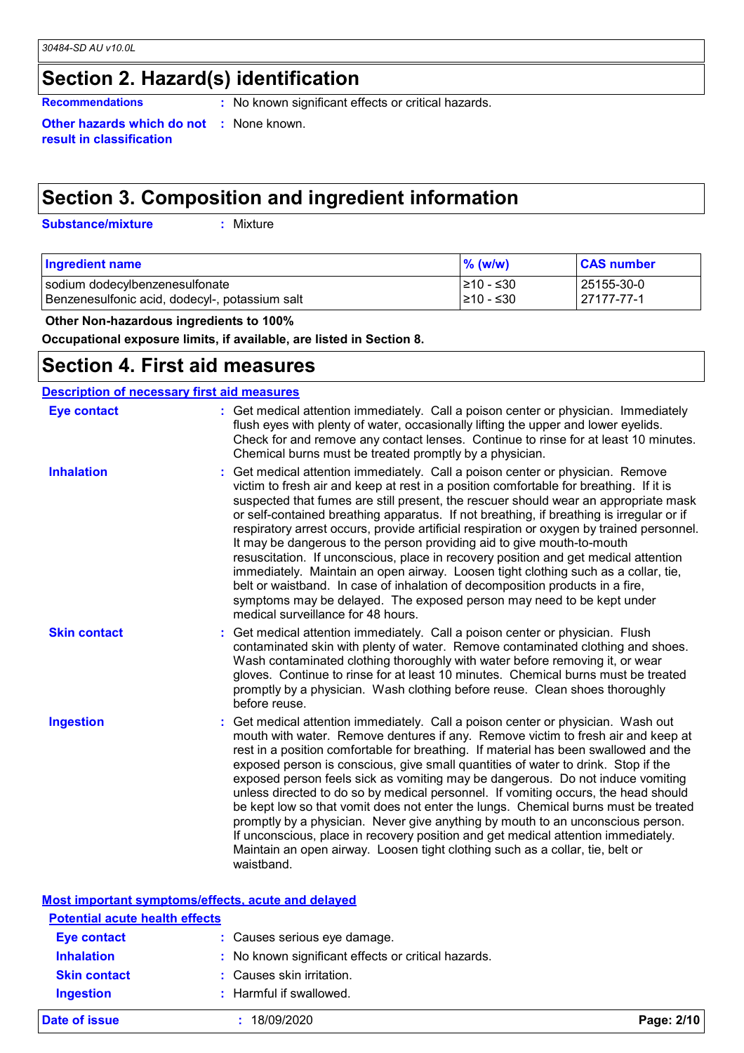## Section 2. Hazard(s) identification

**Recommendations** : No known significant effects or critical hazards.

**Other hazards which do not result in classification** : None known.

## Section 3. Composition and ingredient information

**Substance/mixture** : Mixture

| Ingredient name | % (w/w) | CAS number |
|---|---|---|
| sodium dodecylbenzenesulfonate | ≥10 - ≤30 | 25155-30-0 |
| Benzenesulfonic acid, dodecyl-, potassium salt | ≥10 - ≤30 | 27177-77-1 |

**Other Non-hazardous ingredients to 100%**

**Occupational exposure limits, if available, are listed in Section 8.**

## Section 4. First aid measures

### Description of necessary first aid measures

**Eye contact** : Get medical attention immediately. Call a poison center or physician. Immediately flush eyes with plenty of water, occasionally lifting the upper and lower eyelids. Check for and remove any contact lenses. Continue to rinse for at least 10 minutes. Chemical burns must be treated promptly by a physician.

**Inhalation** : Get medical attention immediately. Call a poison center or physician. Remove victim to fresh air and keep at rest in a position comfortable for breathing. If it is suspected that fumes are still present, the rescuer should wear an appropriate mask or self-contained breathing apparatus. If not breathing, if breathing is irregular or if respiratory arrest occurs, provide artificial respiration or oxygen by trained personnel. It may be dangerous to the person providing aid to give mouth-to-mouth resuscitation. If unconscious, place in recovery position and get medical attention immediately. Maintain an open airway. Loosen tight clothing such as a collar, tie, belt or waistband. In case of inhalation of decomposition products in a fire, symptoms may be delayed. The exposed person may need to be kept under medical surveillance for 48 hours.

**Skin contact** : Get medical attention immediately. Call a poison center or physician. Flush contaminated skin with plenty of water. Remove contaminated clothing and shoes. Wash contaminated clothing thoroughly with water before removing it, or wear gloves. Continue to rinse for at least 10 minutes. Chemical burns must be treated promptly by a physician. Wash clothing before reuse. Clean shoes thoroughly before reuse.

**Ingestion** : Get medical attention immediately. Call a poison center or physician. Wash out mouth with water. Remove dentures if any. Remove victim to fresh air and keep at rest in a position comfortable for breathing. If material has been swallowed and the exposed person is conscious, give small quantities of water to drink. Stop if the exposed person feels sick as vomiting may be dangerous. Do not induce vomiting unless directed to do so by medical personnel. If vomiting occurs, the head should be kept low so that vomit does not enter the lungs. Chemical burns must be treated promptly by a physician. Never give anything by mouth to an unconscious person. If unconscious, place in recovery position and get medical attention immediately. Maintain an open airway. Loosen tight clothing such as a collar, tie, belt or waistband.

### Most important symptoms/effects, acute and delayed

#### Potential acute health effects

**Eye contact** : Causes serious eye damage.

**Inhalation** : No known significant effects or critical hazards.

**Skin contact** : Causes skin irritation.

**Ingestion** : Harmful if swallowed.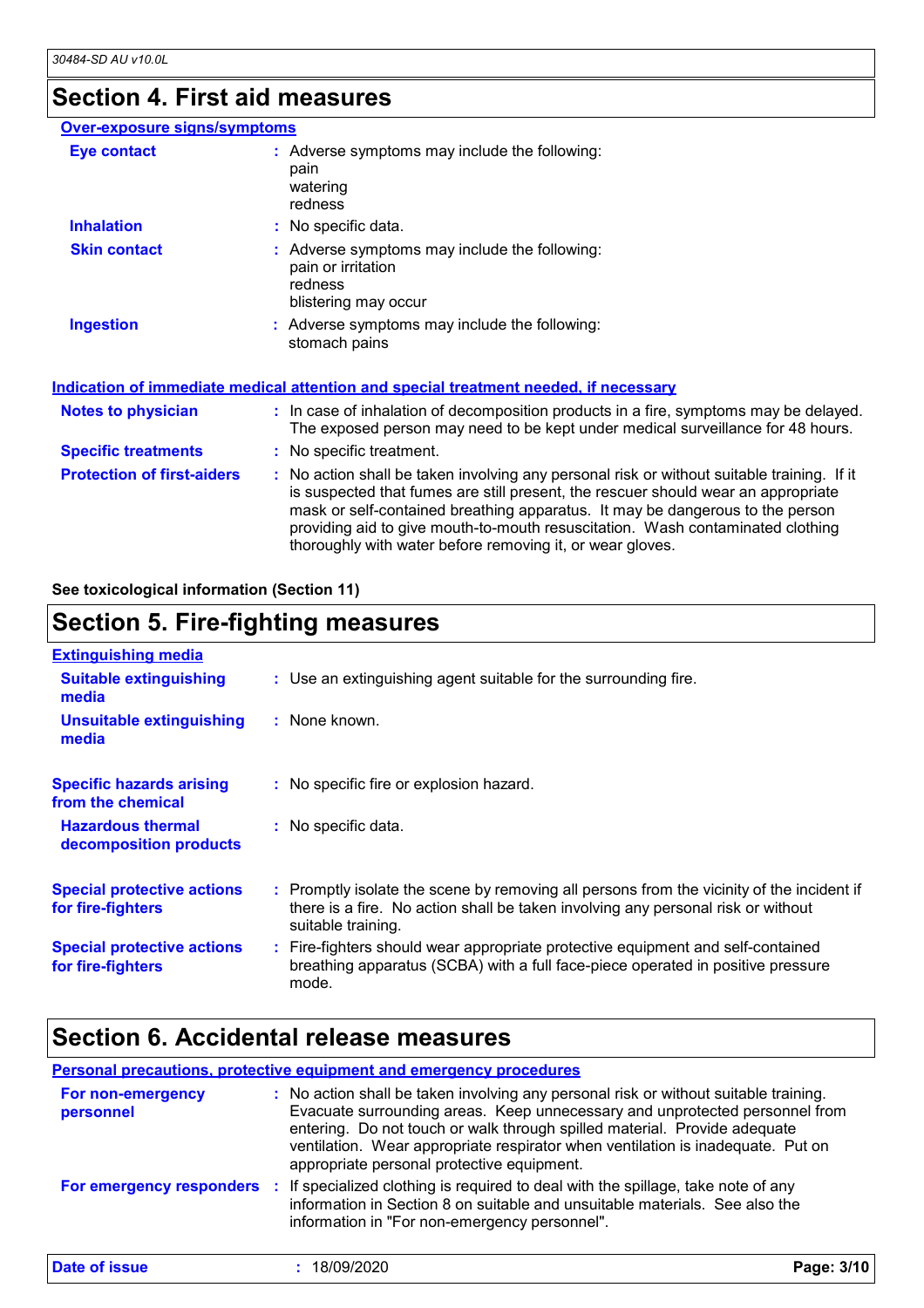# Section 4. First aid measures

### Over-exposure signs/symptoms

**Eye contact** : Adverse symptoms may include the following:
pain
watering
redness

**Inhalation** : No specific data.

**Skin contact** : Adverse symptoms may include the following:
pain or irritation
redness
blistering may occur

**Ingestion** : Adverse symptoms may include the following:
stomach pains

### Indication of immediate medical attention and special treatment needed, if necessary

**Notes to physician** : In case of inhalation of decomposition products in a fire, symptoms may be delayed. The exposed person may need to be kept under medical surveillance for 48 hours.

**Specific treatments** : No specific treatment.

**Protection of first-aiders** : No action shall be taken involving any personal risk or without suitable training. If it is suspected that fumes are still present, the rescuer should wear an appropriate mask or self-contained breathing apparatus. It may be dangerous to the person providing aid to give mouth-to-mouth resuscitation. Wash contaminated clothing thoroughly with water before removing it, or wear gloves.

**See toxicological information (Section 11)**

# Section 5. Fire-fighting measures

### Extinguishing media

**Suitable extinguishing media** : Use an extinguishing agent suitable for the surrounding fire.

**Unsuitable extinguishing media** : None known.

**Specific hazards arising from the chemical** : No specific fire or explosion hazard.

**Hazardous thermal decomposition products** : No specific data.

**Special protective actions for fire-fighters** : Promptly isolate the scene by removing all persons from the vicinity of the incident if there is a fire. No action shall be taken involving any personal risk or without suitable training.

**Special protective actions for fire-fighters** : Fire-fighters should wear appropriate protective equipment and self-contained breathing apparatus (SCBA) with a full face-piece operated in positive pressure mode.

# Section 6. Accidental release measures

### Personal precautions, protective equipment and emergency procedures

**For non-emergency personnel** : No action shall be taken involving any personal risk or without suitable training. Evacuate surrounding areas. Keep unnecessary and unprotected personnel from entering. Do not touch or walk through spilled material. Provide adequate ventilation. Wear appropriate respirator when ventilation is inadequate. Put on appropriate personal protective equipment.

**For emergency responders** : If specialized clothing is required to deal with the spillage, take note of any information in Section 8 on suitable and unsuitable materials. See also the information in "For non-emergency personnel".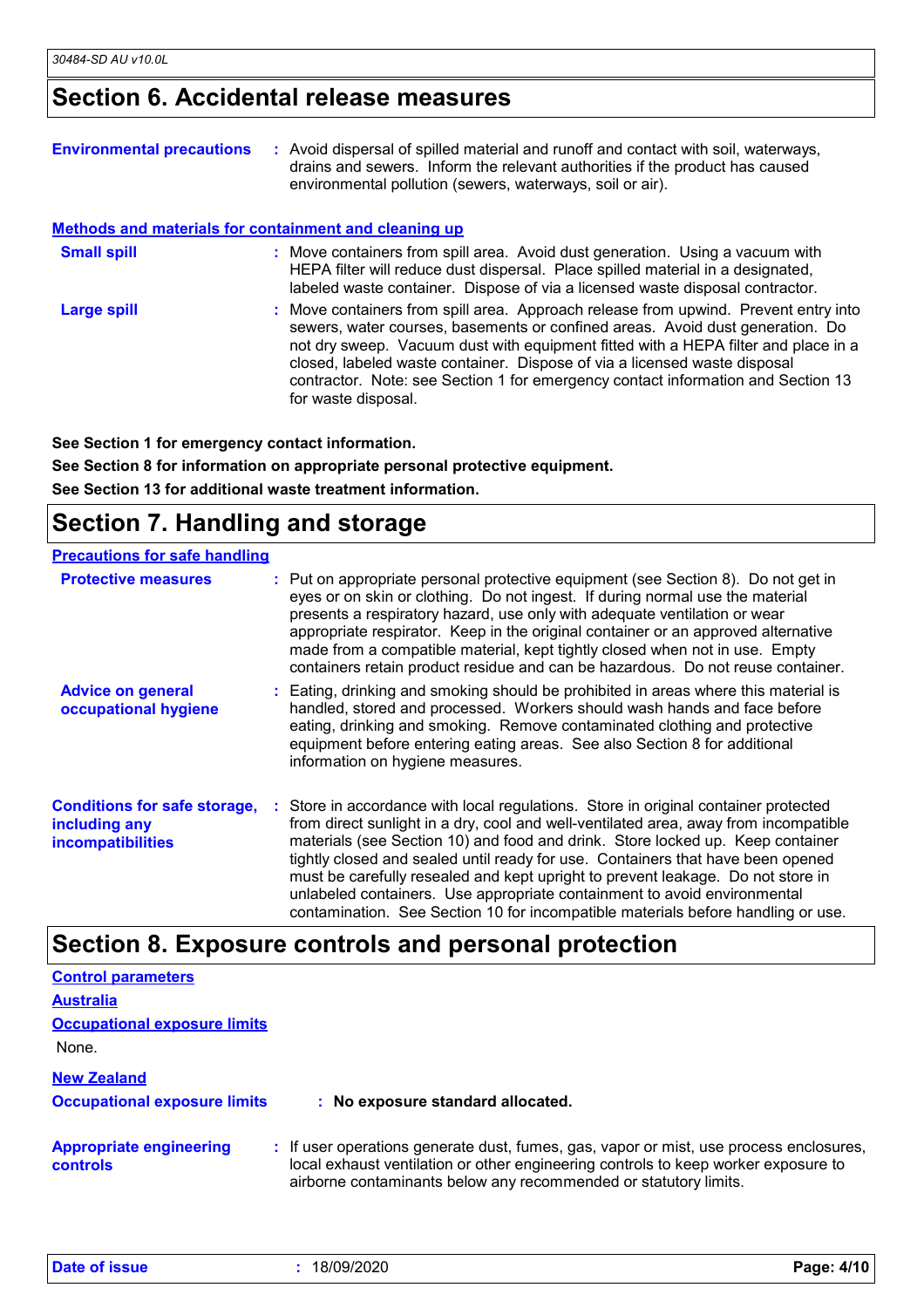## Section 6. Accidental release measures

**Environmental precautions** : Avoid dispersal of spilled material and runoff and contact with soil, waterways, drains and sewers. Inform the relevant authorities if the product has caused environmental pollution (sewers, waterways, soil or air).

**Methods and materials for containment and cleaning up**

**Small spill** : Move containers from spill area. Avoid dust generation. Using a vacuum with HEPA filter will reduce dust dispersal. Place spilled material in a designated, labeled waste container. Dispose of via a licensed waste disposal contractor.

**Large spill** : Move containers from spill area. Approach release from upwind. Prevent entry into sewers, water courses, basements or confined areas. Avoid dust generation. Do not dry sweep. Vacuum dust with equipment fitted with a HEPA filter and place in a closed, labeled waste container. Dispose of via a licensed waste disposal contractor. Note: see Section 1 for emergency contact information and Section 13 for waste disposal.

**See Section 1 for emergency contact information.**

**See Section 8 for information on appropriate personal protective equipment.**

**See Section 13 for additional waste treatment information.**

## Section 7. Handling and storage

**Precautions for safe handling**

**Protective measures** : Put on appropriate personal protective equipment (see Section 8). Do not get in eyes or on skin or clothing. Do not ingest. If during normal use the material presents a respiratory hazard, use only with adequate ventilation or wear appropriate respirator. Keep in the original container or an approved alternative made from a compatible material, kept tightly closed when not in use. Empty containers retain product residue and can be hazardous. Do not reuse container.

**Advice on general occupational hygiene** : Eating, drinking and smoking should be prohibited in areas where this material is handled, stored and processed. Workers should wash hands and face before eating, drinking and smoking. Remove contaminated clothing and protective equipment before entering eating areas. See also Section 8 for additional information on hygiene measures.

**Conditions for safe storage, including any incompatibilities** : Store in accordance with local regulations. Store in original container protected from direct sunlight in a dry, cool and well-ventilated area, away from incompatible materials (see Section 10) and food and drink. Store locked up. Keep container tightly closed and sealed until ready for use. Containers that have been opened must be carefully resealed and kept upright to prevent leakage. Do not store in unlabeled containers. Use appropriate containment to avoid environmental contamination. See Section 10 for incompatible materials before handling or use.

## Section 8. Exposure controls and personal protection

**Control parameters**

**Australia**

**Occupational exposure limits**

None.

**New Zealand**

**Occupational exposure limits** : **No exposure standard allocated.**

**Appropriate engineering controls** : If user operations generate dust, fumes, gas, vapor or mist, use process enclosures, local exhaust ventilation or other engineering controls to keep worker exposure to airborne contaminants below any recommended or statutory limits.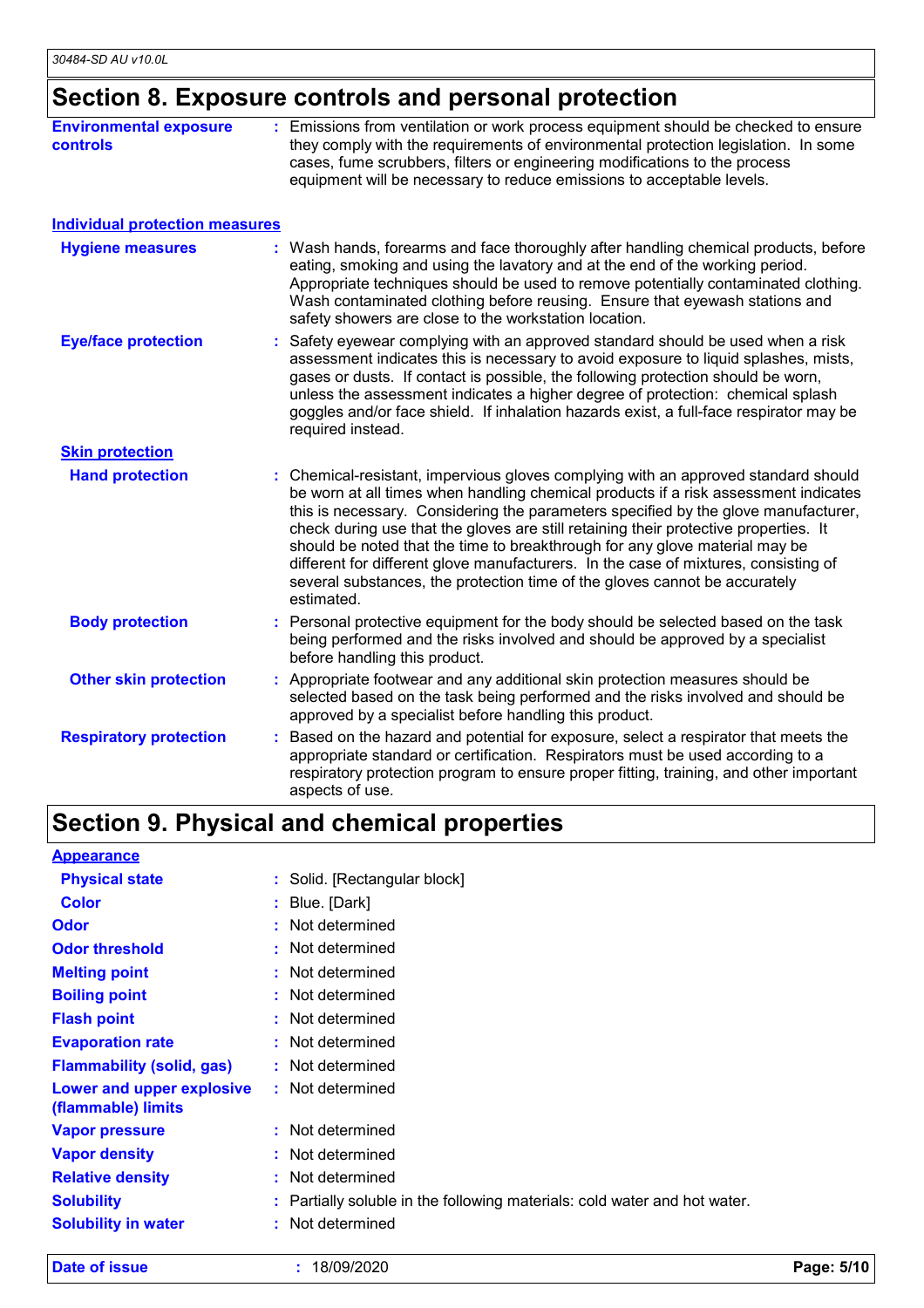## Section 8. Exposure controls and personal protection

**Environmental exposure controls** : Emissions from ventilation or work process equipment should be checked to ensure they comply with the requirements of environmental protection legislation. In some cases, fume scrubbers, filters or engineering modifications to the process equipment will be necessary to reduce emissions to acceptable levels.

### Individual protection measures

**Hygiene measures** : Wash hands, forearms and face thoroughly after handling chemical products, before eating, smoking and using the lavatory and at the end of the working period. Appropriate techniques should be used to remove potentially contaminated clothing. Wash contaminated clothing before reusing. Ensure that eyewash stations and safety showers are close to the workstation location.

**Eye/face protection** : Safety eyewear complying with an approved standard should be used when a risk assessment indicates this is necessary to avoid exposure to liquid splashes, mists, gases or dusts. If contact is possible, the following protection should be worn, unless the assessment indicates a higher degree of protection: chemical splash goggles and/or face shield. If inhalation hazards exist, a full-face respirator may be required instead.

**Skin protection**

**Hand protection** : Chemical-resistant, impervious gloves complying with an approved standard should be worn at all times when handling chemical products if a risk assessment indicates this is necessary. Considering the parameters specified by the glove manufacturer, check during use that the gloves are still retaining their protective properties. It should be noted that the time to breakthrough for any glove material may be different for different glove manufacturers. In the case of mixtures, consisting of several substances, the protection time of the gloves cannot be accurately estimated.

**Body protection** : Personal protective equipment for the body should be selected based on the task being performed and the risks involved and should be approved by a specialist before handling this product.

**Other skin protection** : Appropriate footwear and any additional skin protection measures should be selected based on the task being performed and the risks involved and should be approved by a specialist before handling this product.

**Respiratory protection** : Based on the hazard and potential for exposure, select a respirator that meets the appropriate standard or certification. Respirators must be used according to a respiratory protection program to ensure proper fitting, training, and other important aspects of use.

## Section 9. Physical and chemical properties

**Appearance**

| Property | Value |
|---|---|
| Physical state | Solid. [Rectangular block] |
| Color | Blue. [Dark] |
| Odor | Not determined |
| Odor threshold | Not determined |
| Melting point | Not determined |
| Boiling point | Not determined |
| Flash point | Not determined |
| Evaporation rate | Not determined |
| Flammability (solid, gas) | Not determined |
| Lower and upper explosive (flammable) limits | Not determined |
| Vapor pressure | Not determined |
| Vapor density | Not determined |
| Relative density | Not determined |
| Solubility | Partially soluble in the following materials: cold water and hot water. |
| Solubility in water | Not determined |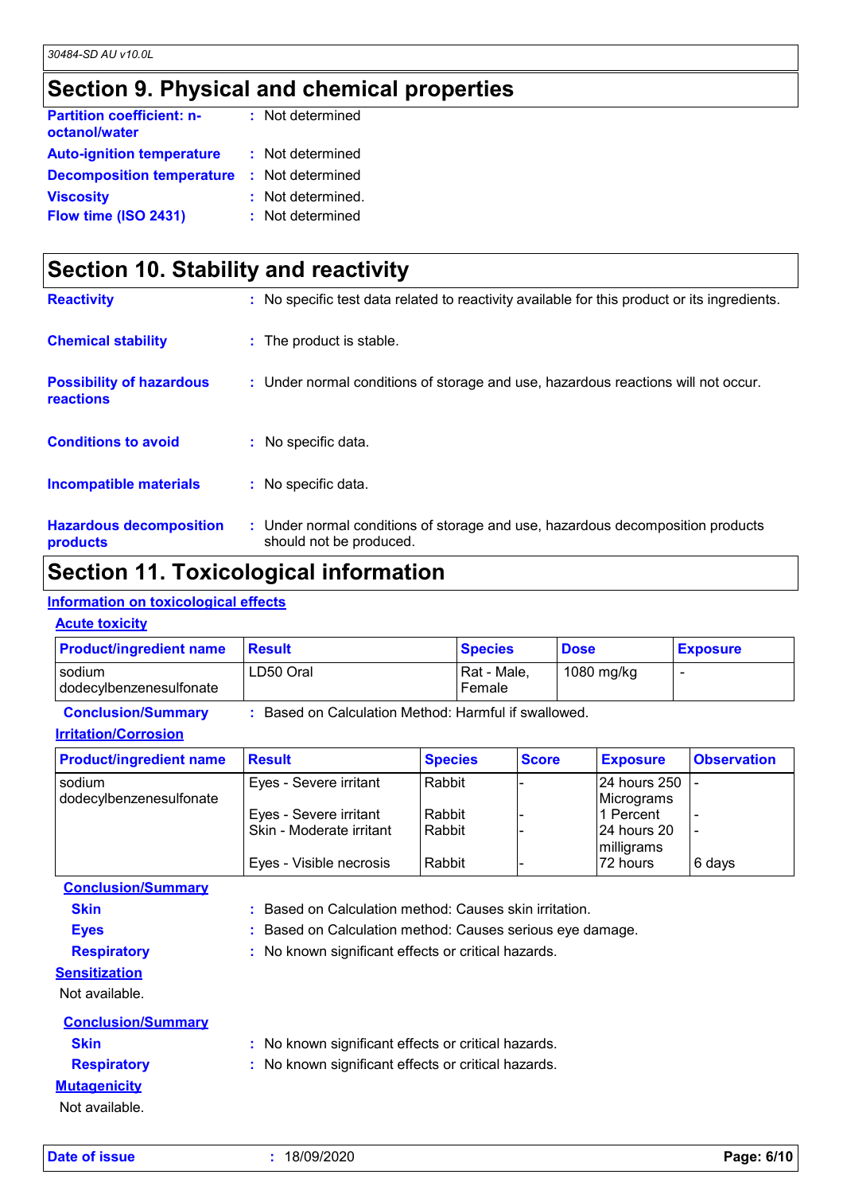## Section 9. Physical and chemical properties

**Partition coefficient: n-octanol/water** : Not determined

**Auto-ignition temperature** : Not determined

**Decomposition temperature** : Not determined

**Viscosity** : Not determined.

**Flow time (ISO 2431)** : Not determined

## Section 10. Stability and reactivity

**Reactivity** : No specific test data related to reactivity available for this product or its ingredients.

**Chemical stability** : The product is stable.

**Possibility of hazardous reactions** : Under normal conditions of storage and use, hazardous reactions will not occur.

**Conditions to avoid** : No specific data.

**Incompatible materials** : No specific data.

**Hazardous decomposition products** : Under normal conditions of storage and use, hazardous decomposition products should not be produced.

## Section 11. Toxicological information

### Information on toxicological effects

#### Acute toxicity

| Product/ingredient name | Result | Species | Dose | Exposure |
|---|---|---|---|---|
| sodium dodecylbenzenesulfonate | LD50 Oral | Rat - Male, Female | 1080 mg/kg | - |

**Conclusion/Summary** : Based on Calculation Method: Harmful if swallowed.

#### Irritation/Corrosion

| Product/ingredient name | Result | Species | Score | Exposure | Observation |
|---|---|---|---|---|---|
| sodium dodecylbenzenesulfonate | Eyes - Severe irritant | Rabbit | - | 24 hours 250 Micrograms | - |
| | Eyes - Severe irritant | Rabbit | - | 1 Percent | - |
| | Skin - Moderate irritant | Rabbit | - | 24 hours 20 milligrams | - |
| | Eyes - Visible necrosis | Rabbit | - | 72 hours | 6 days |

**Conclusion/Summary**

**Skin** : Based on Calculation method: Causes skin irritation.

**Eyes** : Based on Calculation method: Causes serious eye damage.

**Respiratory** : No known significant effects or critical hazards.

#### Sensitization

Not available.

**Conclusion/Summary**

**Skin** : No known significant effects or critical hazards.

**Respiratory** : No known significant effects or critical hazards.

#### Mutagenicity

Not available.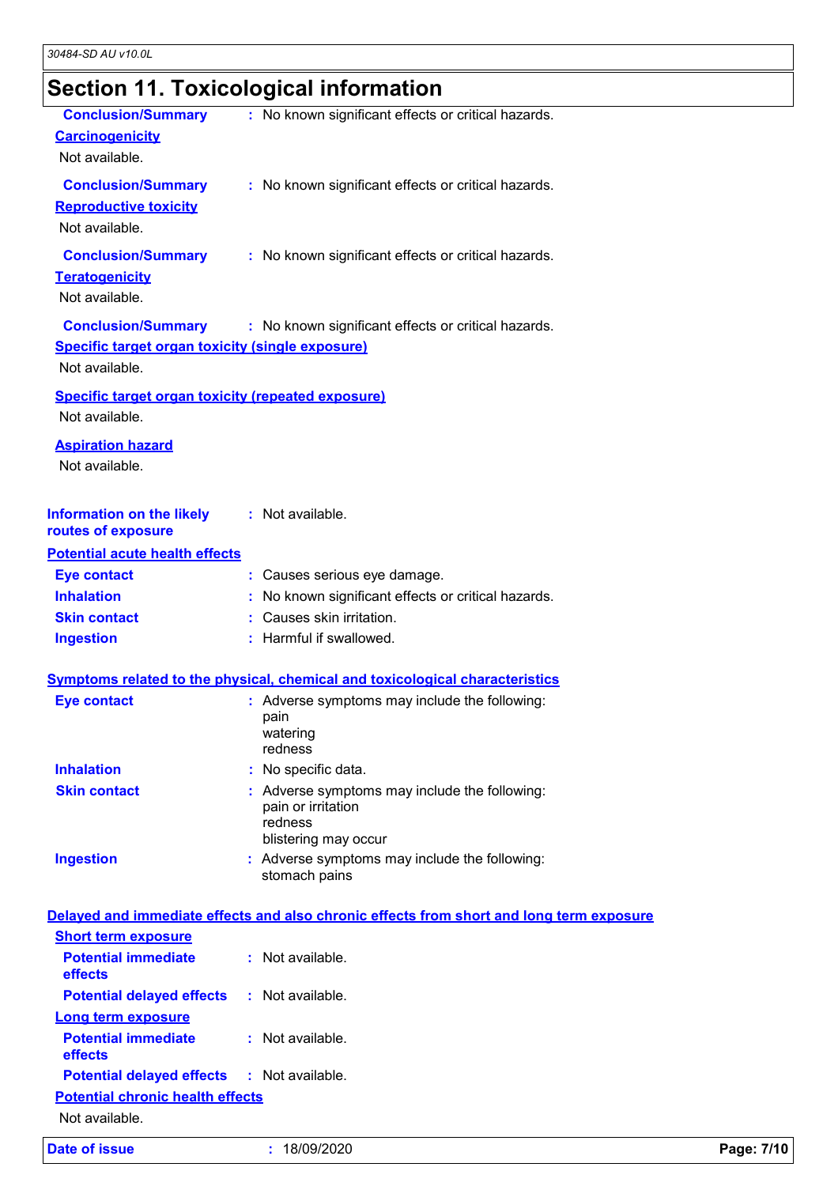# Section 11. Toxicological information

**Conclusion/Summary** : No known significant effects or critical hazards.

**Carcinogenicity**

Not available.

**Conclusion/Summary** : No known significant effects or critical hazards.

**Reproductive toxicity**

Not available.

**Conclusion/Summary** : No known significant effects or critical hazards.

**Teratogenicity**

Not available.

**Conclusion/Summary** : No known significant effects or critical hazards.

**Specific target organ toxicity (single exposure)**

Not available.

**Specific target organ toxicity (repeated exposure)**

Not available.

**Aspiration hazard**

Not available.

**Information on the likely routes of exposure** : Not available.

**Potential acute health effects**

**Eye contact** : Causes serious eye damage.
**Inhalation** : No known significant effects or critical hazards.
**Skin contact** : Causes skin irritation.
**Ingestion** : Harmful if swallowed.

**Symptoms related to the physical, chemical and toxicological characteristics**

**Eye contact** : Adverse symptoms may include the following:
pain
watering
redness

**Inhalation** : No specific data.

**Skin contact** : Adverse symptoms may include the following:
pain or irritation
redness
blistering may occur

**Ingestion** : Adverse symptoms may include the following:
stomach pains

**Delayed and immediate effects and also chronic effects from short and long term exposure**

**Short term exposure**

**Potential immediate effects** : Not available.
**Potential delayed effects** : Not available.

**Long term exposure**

**Potential immediate effects** : Not available.
**Potential delayed effects** : Not available.

**Potential chronic health effects**

Not available.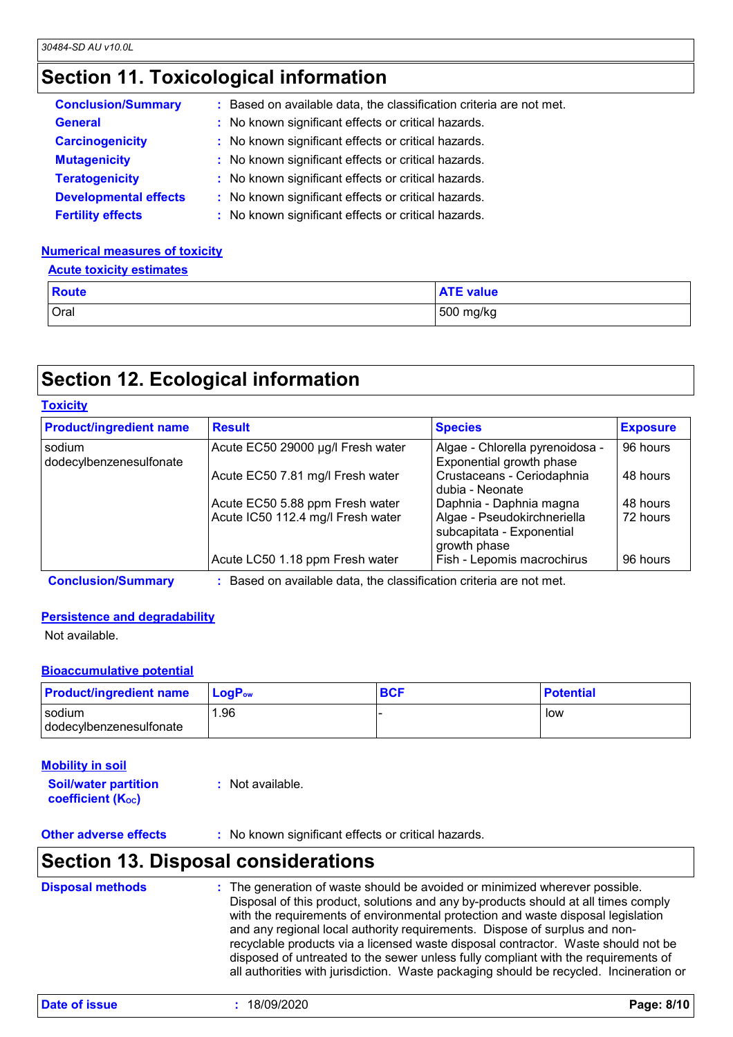## Section 11. Toxicological information

**Conclusion/Summary** : Based on available data, the classification criteria are not met.

**General** : No known significant effects or critical hazards.

**Carcinogenicity** : No known significant effects or critical hazards.

**Mutagenicity** : No known significant effects or critical hazards.

**Teratogenicity** : No known significant effects or critical hazards.

**Developmental effects** : No known significant effects or critical hazards.

**Fertility effects** : No known significant effects or critical hazards.

### Numerical measures of toxicity

#### Acute toxicity estimates

| Route | ATE value |
|---|---|
| Oral | 500 mg/kg |

## Section 12. Ecological information

### Toxicity

| Product/ingredient name | Result | Species | Exposure |
|---|---|---|---|
| sodium dodecylbenzenesulfonate | Acute EC50 29000 µg/l Fresh water | Algae - Chlorella pyrenoidosa - Exponential growth phase | 96 hours |
| | Acute EC50 7.81 mg/l Fresh water | Crustaceans - Ceriodaphnia dubia - Neonate | 48 hours |
| | Acute EC50 5.88 ppm Fresh water | Daphnia - Daphnia magna | 48 hours |
| | Acute IC50 112.4 mg/l Fresh water | Algae - Pseudokirchneriella subcapitata - Exponential growth phase | 72 hours |
| | Acute LC50 1.18 ppm Fresh water | Fish - Lepomis macrochirus | 96 hours |

**Conclusion/Summary** : Based on available data, the classification criteria are not met.

### Persistence and degradability

Not available.

### Bioaccumulative potential

| Product/ingredient name | $LogP_{ow}$ | BCF | Potential |
|---|---|---|---|
| sodium dodecylbenzenesulfonate | 1.96 | - | low |

### Mobility in soil

**Soil/water partition coefficient ($K_{OC}$)** : Not available.

**Other adverse effects** : No known significant effects or critical hazards.

## Section 13. Disposal considerations

**Disposal methods** : The generation of waste should be avoided or minimized wherever possible. Disposal of this product, solutions and any by-products should at all times comply with the requirements of environmental protection and waste disposal legislation and any regional local authority requirements. Dispose of surplus and non-recyclable products via a licensed waste disposal contractor. Waste should not be disposed of untreated to the sewer unless fully compliant with the requirements of all authorities with jurisdiction. Waste packaging should be recycled. Incineration or

**Date of issue** : 18/09/2020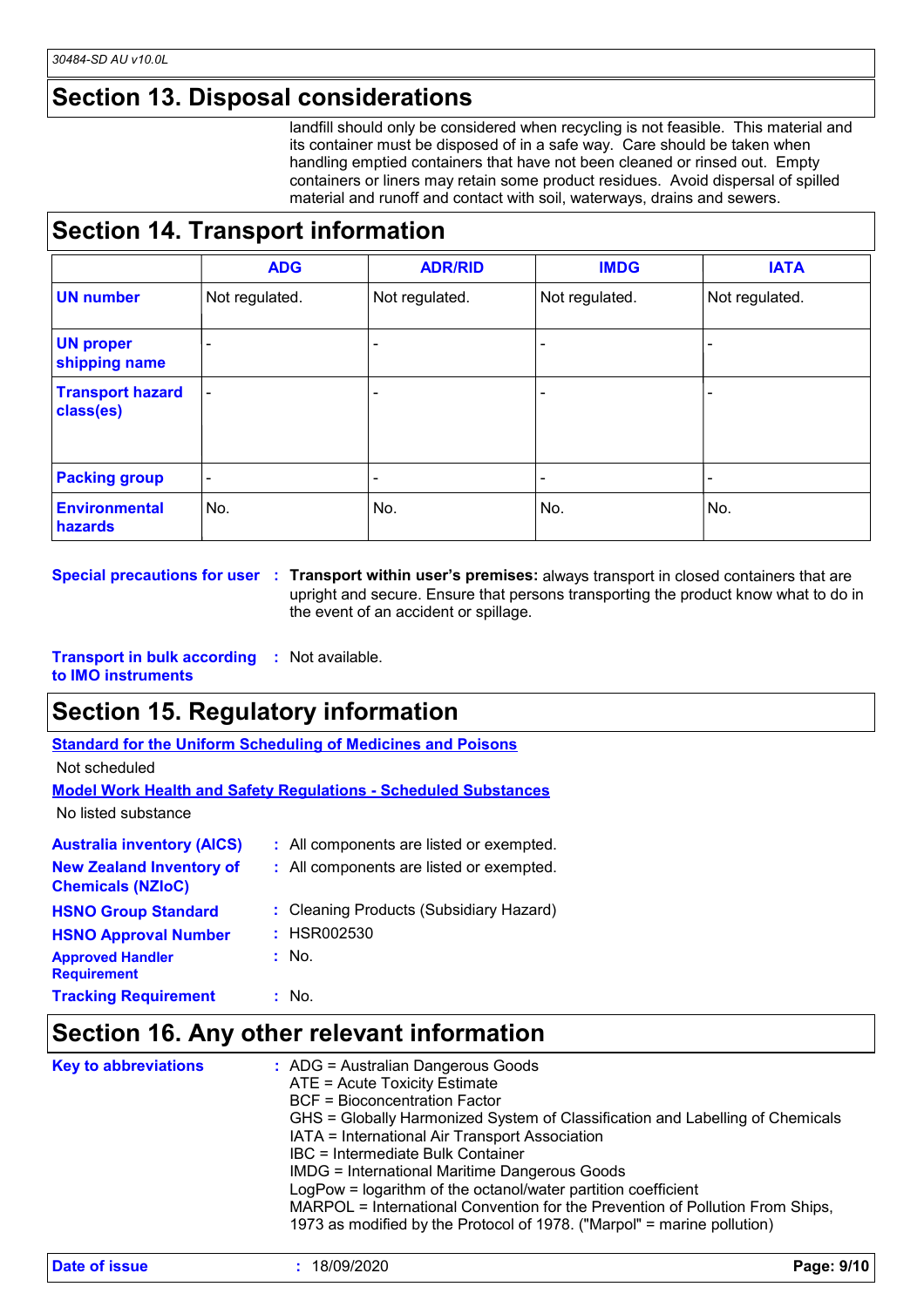## Section 13. Disposal considerations

landfill should only be considered when recycling is not feasible. This material and its container must be disposed of in a safe way. Care should be taken when handling emptied containers that have not been cleaned or rinsed out. Empty containers or liners may retain some product residues. Avoid dispersal of spilled material and runoff and contact with soil, waterways, drains and sewers.

## Section 14. Transport information

| | ADG | ADR/RID | IMDG | IATA |
|---|---|---|---|---|
| **UN number** | Not regulated. | Not regulated. | Not regulated. | Not regulated. |
| **UN proper shipping name** | - | - | - | - |
| **Transport hazard class(es)** | - | - | - | - |
| **Packing group** | - | - | - | - |
| **Environmental hazards** | No. | No. | No. | No. |

**Special precautions for user** : **Transport within user's premises:** always transport in closed containers that are upright and secure. Ensure that persons transporting the product know what to do in the event of an accident or spillage.

**Transport in bulk according to IMO instruments** : Not available.

## Section 15. Regulatory information

**Standard for the Uniform Scheduling of Medicines and Poisons**

Not scheduled

**Model Work Health and Safety Regulations - Scheduled Substances**

No listed substance

**Australia inventory (AICS)** : All components are listed or exempted.

**New Zealand Inventory of Chemicals (NZIoC)** : All components are listed or exempted.

**HSNO Group Standard** : Cleaning Products (Subsidiary Hazard)

**HSNO Approval Number** : HSR002530

**Approved Handler Requirement** : No.

**Tracking Requirement** : No.

## Section 16. Any other relevant information

**Key to abbreviations** :
ADG = Australian Dangerous Goods
ATE = Acute Toxicity Estimate
BCF = Bioconcentration Factor
GHS = Globally Harmonized System of Classification and Labelling of Chemicals
IATA = International Air Transport Association
IBC = Intermediate Bulk Container
IMDG = International Maritime Dangerous Goods
LogPow = logarithm of the octanol/water partition coefficient
MARPOL = International Convention for the Prevention of Pollution From Ships, 1973 as modified by the Protocol of 1978. ("Marpol" = marine pollution)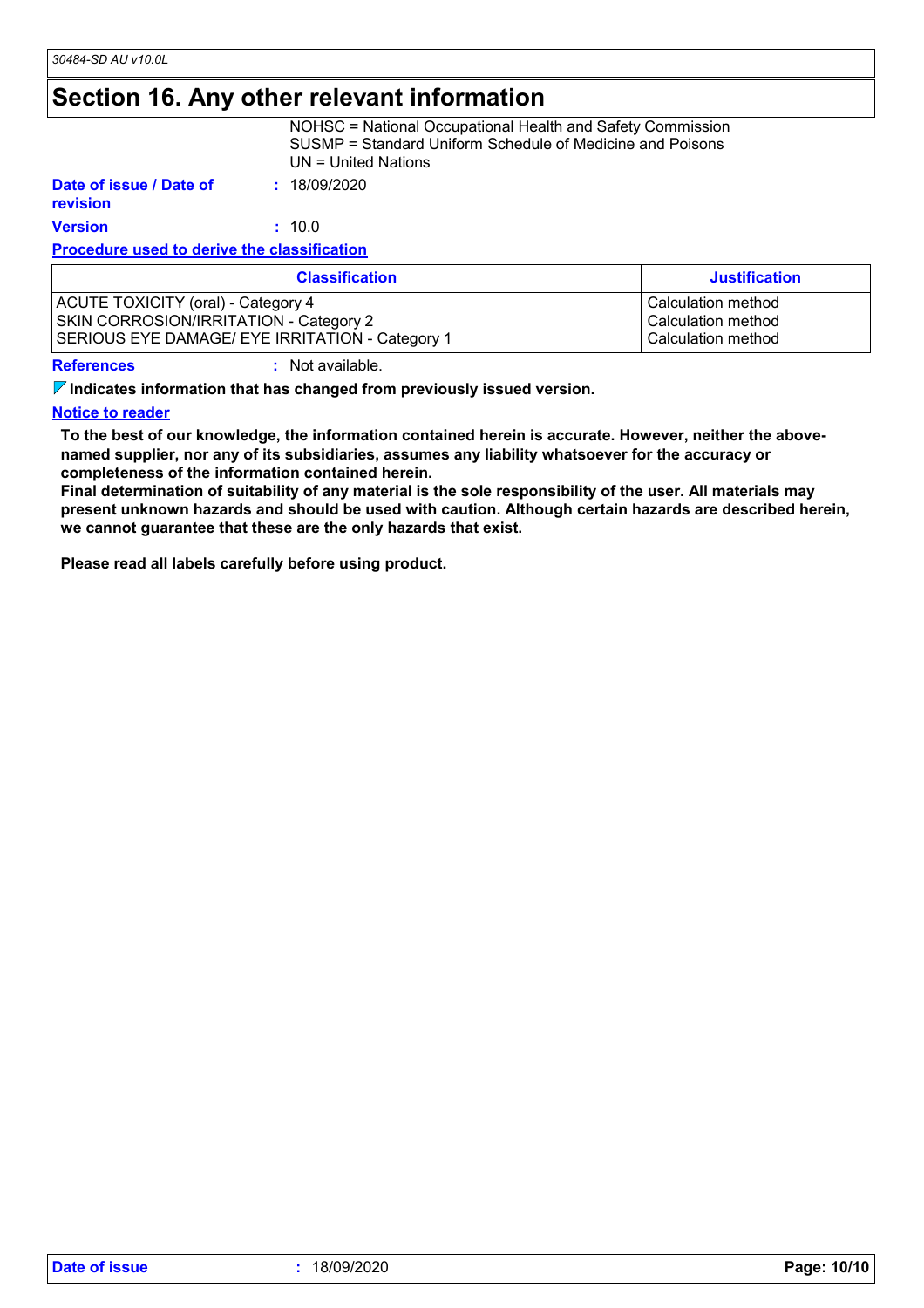## Section 16. Any other relevant information

NOHSC = National Occupational Health and Safety Commission
SUSMP = Standard Uniform Schedule of Medicine and Poisons
UN = United Nations

**Date of issue / Date of revision** : 18/09/2020

**Version** : 10.0

**Procedure used to derive the classification**

| Classification | Justification |
|---|---|
| ACUTE TOXICITY (oral) - Category 4 | Calculation method |
| SKIN CORROSION/IRRITATION - Category 2 | Calculation method |
| SERIOUS EYE DAMAGE/ EYE IRRITATION - Category 1 | Calculation method |

**References** : Not available.

**Indicates information that has changed from previously issued version.**

**Notice to reader**

**To the best of our knowledge, the information contained herein is accurate. However, neither the above-named supplier, nor any of its subsidiaries, assumes any liability whatsoever for the accuracy or completeness of the information contained herein.**
**Final determination of suitability of any material is the sole responsibility of the user. All materials may present unknown hazards and should be used with caution. Although certain hazards are described herein, we cannot guarantee that these are the only hazards that exist.**

**Please read all labels carefully before using product.**